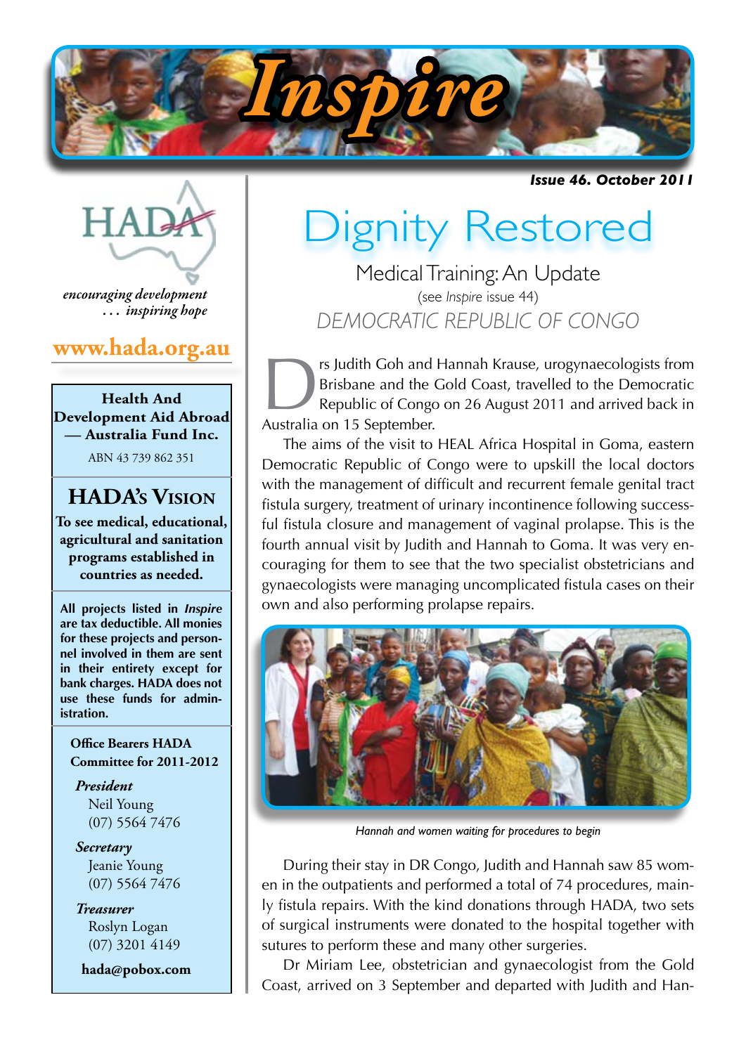# Inspire

*Issue 46. October 2011*

HADA

*encouraging development ... inspiring hope*

**www.hada.org.au**

**Health And Development Aid Abroad — Australia Fund Inc.**

ABN 43 739 862 351

## HADA's Vision

**To see medical, educational, agricultural and sanitation programs established in countries as needed.**

**All projects listed in *Inspire* are tax deductible. All monies for these projects and personnel involved in them are sent in their entirety except for bank charges. HADA does not use these funds for administration.**

**Office Bearers HADA Committee for 2011-2012**

***President***
Neil Young
(07) 5564 7476

***Secretary***
Jeanie Young
(07) 5564 7476

***Treasurer***
Roslyn Logan
(07) 3201 4149

**hada@pobox.com**

# Dignity Restored

## Medical Training: An Update

(see *Inspire* issue 44)

### DEMOCRATIC REPUBLIC OF CONGO

Drs Judith Goh and Hannah Krause, urogynaecologists from Brisbane and the Gold Coast, travelled to the Democratic Republic of Congo on 26 August 2011 and arrived back in Australia on 15 September.

The aims of the visit to HEAL Africa Hospital in Goma, eastern Democratic Republic of Congo were to upskill the local doctors with the management of difficult and recurrent female genital tract fistula surgery, treatment of urinary incontinence following successful fistula closure and management of vaginal prolapse. This is the fourth annual visit by Judith and Hannah to Goma. It was very encouraging for them to see that the two specialist obstetricians and gynaecologists were managing uncomplicated fistula cases on their own and also performing prolapse repairs.

*Hannah and women waiting for procedures to begin*

During their stay in DR Congo, Judith and Hannah saw 85 women in the outpatients and performed a total of 74 procedures, mainly fistula repairs. With the kind donations through HADA, two sets of surgical instruments were donated to the hospital together with sutures to perform these and many other surgeries.

Dr Miriam Lee, obstetrician and gynaecologist from the Gold Coast, arrived on 3 September and departed with Judith and Han-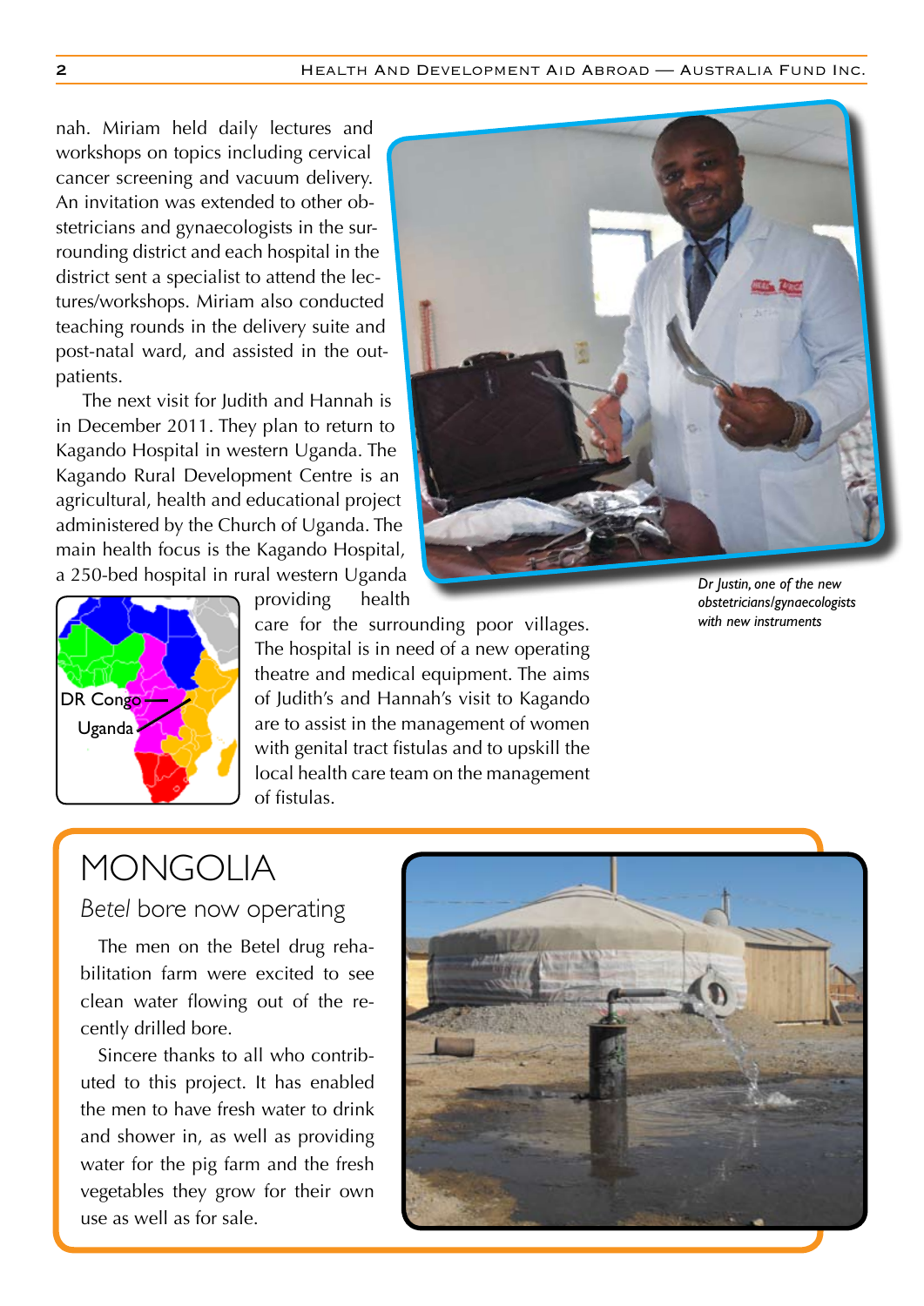nah. Miriam held daily lectures and workshops on topics including cervical cancer screening and vacuum delivery. An invitation was extended to other obstetricians and gynaecologists in the surrounding district and each hospital in the district sent a specialist to attend the lectures/workshops. Miriam also conducted teaching rounds in the delivery suite and post-natal ward, and assisted in the outpatients.

The next visit for Judith and Hannah is in December 2011. They plan to return to Kagando Hospital in western Uganda. The Kagando Rural Development Centre is an agricultural, health and educational project administered by the Church of Uganda. The main health focus is the Kagando Hospital, a 250-bed hospital in rural western Uganda providing health care for the surrounding poor villages. The hospital is in need of a new operating theatre and medical equipment. The aims of Judith's and Hannah's visit to Kagando are to assist in the management of women with genital tract fistulas and to upskill the local health care team on the management of fistulas.

*Dr Justin, one of the new obstetricians/gynaecologists with new instruments*

DR Congo

Uganda

# MONGOLIA

## *Betel* bore now operating

The men on the Betel drug rehabilitation farm were excited to see clean water flowing out of the recently drilled bore.

Sincere thanks to all who contributed to this project. It has enabled the men to have fresh water to drink and shower in, as well as providing water for the pig farm and the fresh vegetables they grow for their own use as well as for sale.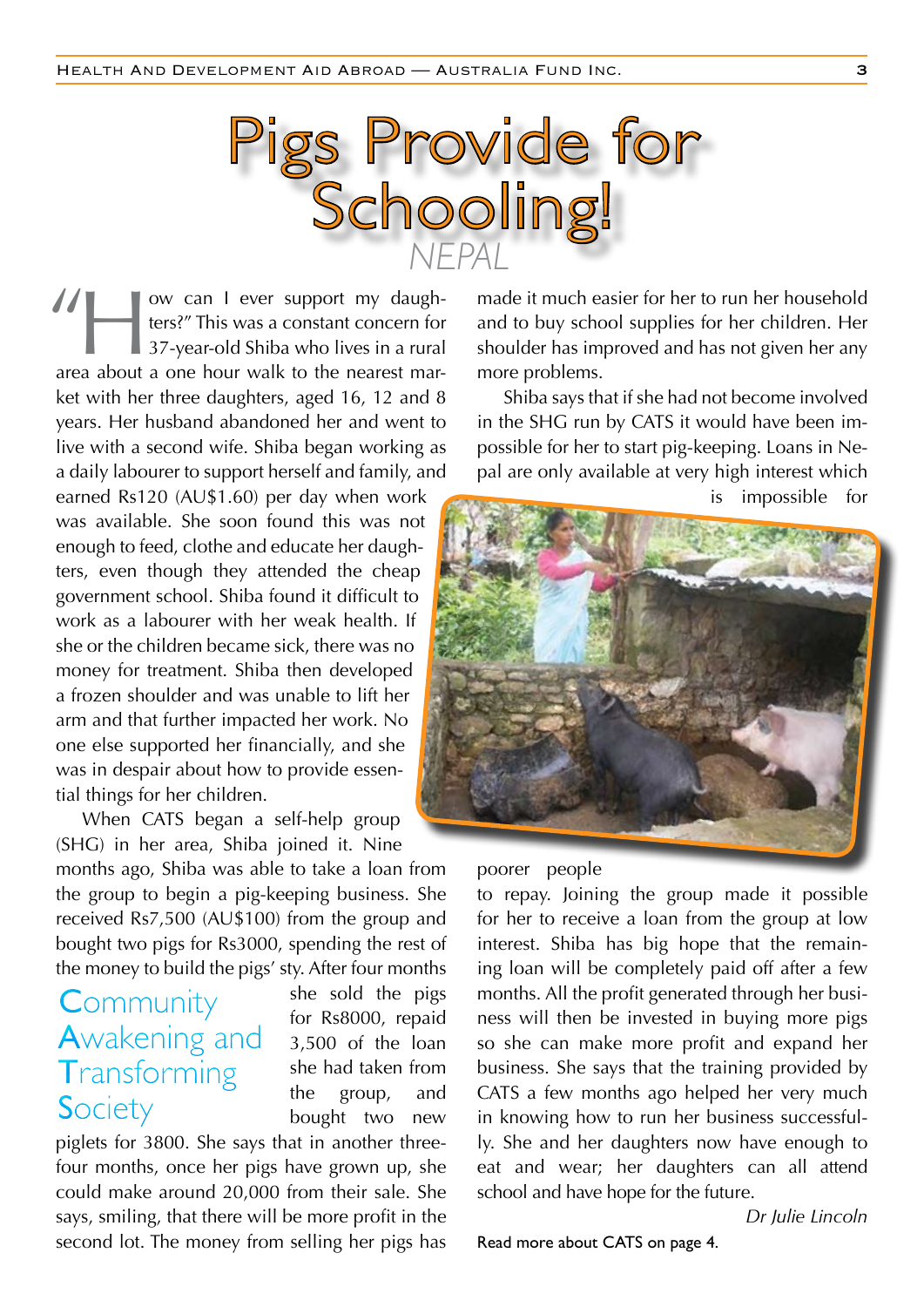# Pigs Provide for Schooling!

## NEPAL

"How can I ever support my daughters?" This was a constant concern for 37-year-old Shiba who lives in a rural area about a one hour walk to the nearest market with her three daughters, aged 16, 12 and 8 years. Her husband abandoned her and went to live with a second wife. Shiba began working as a daily labourer to support herself and family, and earned Rs120 (AU$1.60) per day when work was available. She soon found this was not enough to feed, clothe and educate her daughters, even though they attended the cheap government school. Shiba found it difficult to work as a labourer with her weak health. If she or the children became sick, there was no money for treatment. Shiba then developed a frozen shoulder and was unable to lift her arm and that further impacted her work. No one else supported her financially, and she was in despair about how to provide essential things for her children.

When CATS began a self-help group (SHG) in her area, Shiba joined it. Nine months ago, Shiba was able to take a loan from the group to begin a pig-keeping business. She received Rs7,500 (AU$100) from the group and bought two pigs for Rs3000, spending the rest of the money to build the pigs' sty. After four months she sold the pigs for Rs8000, repaid 3,500 of the loan she had taken from the group, and bought two new piglets for 3800. She says that in another three-four months, once her pigs have grown up, she could make around 20,000 from their sale. She says, smiling, that there will be more profit in the second lot. The money from selling her pigs has made it much easier for her to run her household and to buy school supplies for her children. Her shoulder has improved and has not given her any more problems.

### Community Awakening and Transforming Society

Shiba says that if she had not become involved in the SHG run by CATS it would have been impossible for her to start pig-keeping. Loans in Nepal are only available at very high interest which is impossible for poorer people to repay. Joining the group made it possible for her to receive a loan from the group at low interest. Shiba has big hope that the remaining loan will be completely paid off after a few months. All the profit generated through her business will then be invested in buying more pigs so she can make more profit and expand her business. She says that the training provided by CATS a few months ago helped her very much in knowing how to run her business successfully. She and her daughters now have enough to eat and wear; her daughters can all attend school and have hope for the future.

*Dr Julie Lincoln*

Read more about CATS on page 4.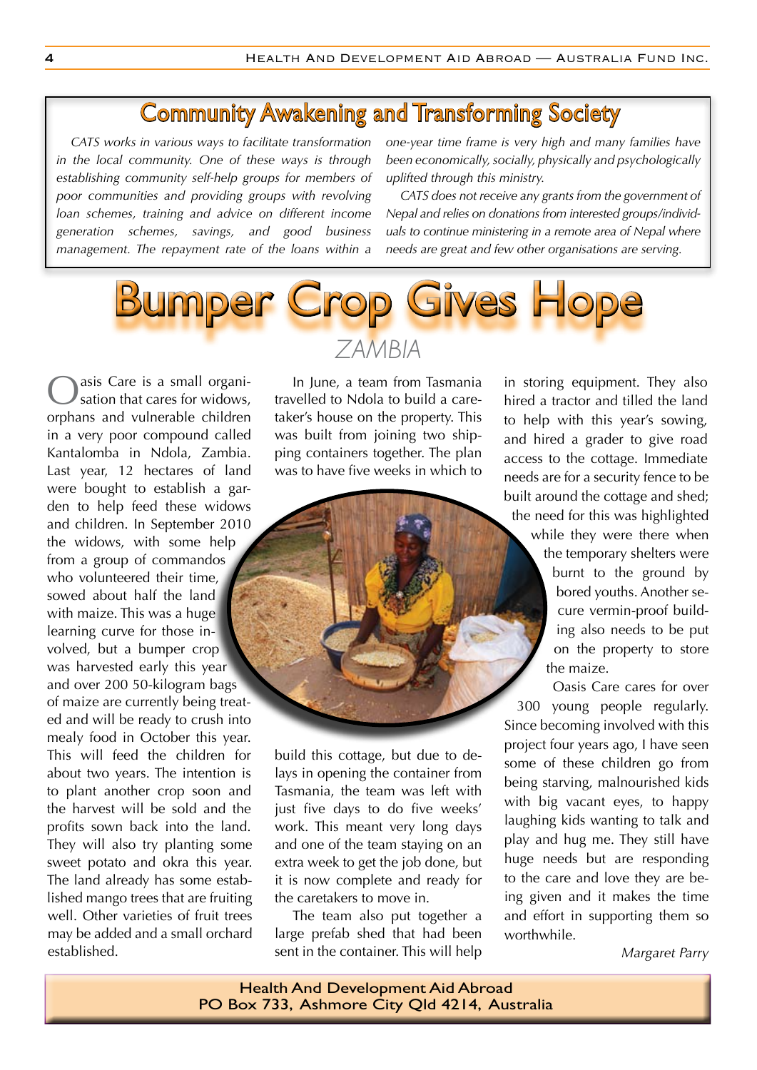## Community Awakening and Transforming Society

*CATS works in various ways to facilitate transformation in the local community. One of these ways is through establishing community self-help groups for members of poor communities and providing groups with revolving loan schemes, training and advice on different income generation schemes, savings, and good business management. The repayment rate of the loans within a one-year time frame is very high and many families have been economically, socially, physically and psychologically uplifted through this ministry.*

*CATS does not receive any grants from the government of Nepal and relies on donations from interested groups/individuals to continue ministering in a remote area of Nepal where needs are great and few other organisations are serving.*

# Bumper Crop Gives Hope

## ZAMBIA

Oasis Care is a small organisation that cares for widows, orphans and vulnerable children in a very poor compound called Kantalomba in Ndola, Zambia. Last year, 12 hectares of land were bought to establish a garden to help feed these widows and children. In September 2010 the widows, with some help from a group of commandos who volunteered their time, sowed about half the land with maize. This was a huge learning curve for those involved, but a bumper crop was harvested early this year and over 200 50-kilogram bags of maize are currently being treated and will be ready to crush into mealy food in October this year. This will feed the children for about two years. The intention is to plant another crop soon and the harvest will be sold and the profits sown back into the land. They will also try planting some sweet potato and okra this year. The land already has some established mango trees that are fruiting well. Other varieties of fruit trees may be added and a small orchard established.

In June, a team from Tasmania travelled to Ndola to build a caretaker's house on the property. This was built from joining two shipping containers together. The plan was to have five weeks in which to build this cottage, but due to delays in opening the container from Tasmania, the team was left with just five days to do five weeks' work. This meant very long days and one of the team staying on an extra week to get the job done, but it is now complete and ready for the caretakers to move in.

The team also put together a large prefab shed that had been sent in the container. This will help in storing equipment. They also hired a tractor and tilled the land to help with this year's sowing, and hired a grader to give road access to the cottage. Immediate needs are for a security fence to be built around the cottage and shed; the need for this was highlighted while they were there when the temporary shelters were burnt to the ground by bored youths. Another secure vermin-proof building also needs to be put on the property to store the maize.

Oasis Care cares for over 300 young people regularly. Since becoming involved with this project four years ago, I have seen some of these children go from being starving, malnourished kids with big vacant eyes, to happy laughing kids wanting to talk and play and hug me. They still have huge needs but are responding to the care and love they are being given and it makes the time and effort in supporting them so worthwhile.

*Margaret Parry*

**Health And Development Aid Abroad**
**PO Box 733, Ashmore City Qld 4214, Australia**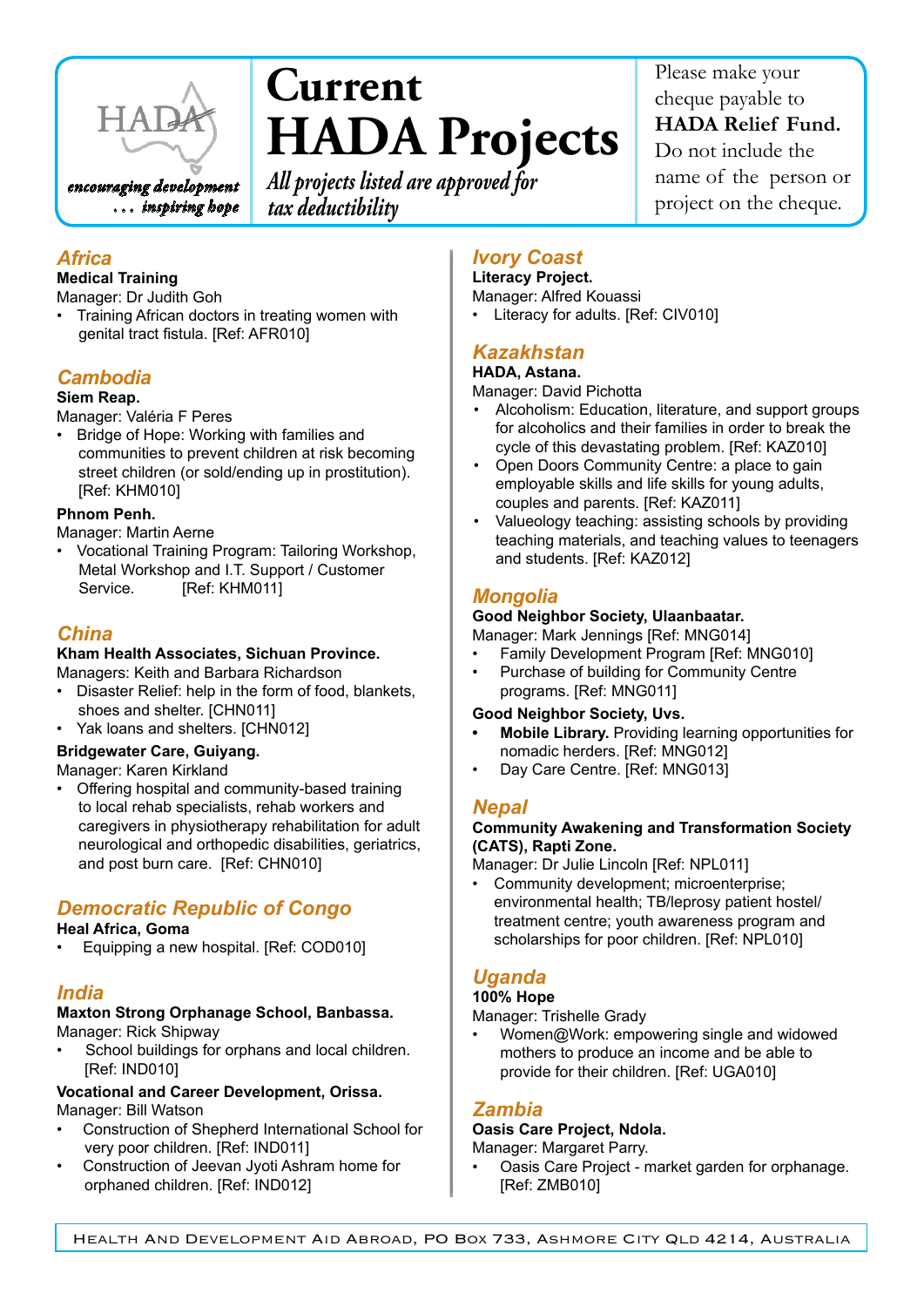HADA

*encouraging development ... inspiring hope*

# Current HADA Projects

*All projects listed are approved for tax deductibility*

Please make your cheque payable to **HADA Relief Fund.** Do not include the name of the person or project on the cheque.

## *Africa*

**Medical Training**

Manager: Dr Judith Goh

- Training African doctors in treating women with genital tract fistula. [Ref: AFR010]

## *Cambodia*

**Siem Reap.**

Manager: Valéria F Peres

- Bridge of Hope: Working with families and communities to prevent children at risk becoming street children (or sold/ending up in prostitution). [Ref: KHM010]

**Phnom Penh.**

Manager: Martin Aerne

- Vocational Training Program: Tailoring Workshop, Metal Workshop and I.T. Support / Customer Service. [Ref: KHM011]

## *China*

**Kham Health Associates, Sichuan Province.**

Managers: Keith and Barbara Richardson

- Disaster Relief: help in the form of food, blankets, shoes and shelter. [CHN011]
- Yak loans and shelters. [CHN012]

**Bridgewater Care, Guiyang.**

Manager: Karen Kirkland

- Offering hospital and community-based training to local rehab specialists, rehab workers and caregivers in physiotherapy rehabilitation for adult neurological and orthopedic disabilities, geriatrics, and post burn care. [Ref: CHN010]

## *Democratic Republic of Congo*

**Heal Africa, Goma**

- Equipping a new hospital. [Ref: COD010]

## *India*

**Maxton Strong Orphanage School, Banbassa.**

Manager: Rick Shipway

- School buildings for orphans and local children. [Ref: IND010]

**Vocational and Career Development, Orissa.**

Manager: Bill Watson

- Construction of Shepherd International School for very poor children. [Ref: IND011]
- Construction of Jeevan Jyoti Ashram home for orphaned children. [Ref: IND012]

## *Ivory Coast*

**Literacy Project.**

Manager: Alfred Kouassi

- Literacy for adults. [Ref: CIV010]

## *Kazakhstan*

**HADA, Astana.**

Manager: David Pichotta

- Alcoholism: Education, literature, and support groups for alcoholics and their families in order to break the cycle of this devastating problem. [Ref: KAZ010]
- Open Doors Community Centre: a place to gain employable skills and life skills for young adults, couples and parents. [Ref: KAZ011]
- Valueology teaching: assisting schools by providing teaching materials, and teaching values to teenagers and students. [Ref: KAZ012]

## *Mongolia*

**Good Neighbor Society, Ulaanbaatar.**

Manager: Mark Jennings [Ref: MNG014]

- Family Development Program [Ref: MNG010]
- Purchase of building for Community Centre programs. [Ref: MNG011]

**Good Neighbor Society, Uvs.**

- **Mobile Library.** Providing learning opportunities for nomadic herders. [Ref: MNG012]
- Day Care Centre. [Ref: MNG013]

## *Nepal*

**Community Awakening and Transformation Society (CATS), Rapti Zone.**

Manager: Dr Julie Lincoln [Ref: NPL011]

- Community development; microenterprise; environmental health; TB/leprosy patient hostel/ treatment centre; youth awareness program and scholarships for poor children. [Ref: NPL010]

## *Uganda*

**100% Hope**

Manager: Trishelle Grady

- Women@Work: empowering single and widowed mothers to produce an income and be able to provide for their children. [Ref: UGA010]

## *Zambia*

**Oasis Care Project, Ndola.**

Manager: Margaret Parry.

- Oasis Care Project - market garden for orphanage. [Ref: ZMB010]

Health And Development Aid Abroad, PO Box 733, Ashmore City QLD 4214, Australia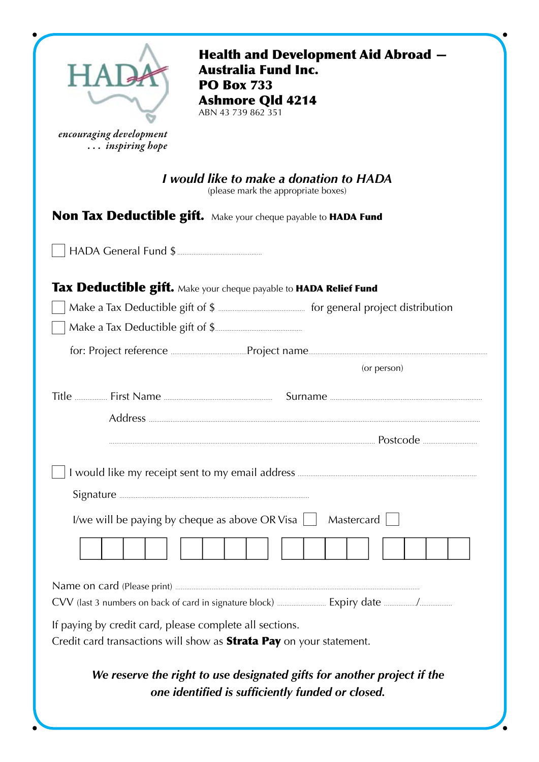HADA

*encouraging development*
*. . . inspiring hope*

**Health and Development Aid Abroad — Australia Fund Inc.**
**PO Box 733**
**Ashmore Qld 4214**
ABN 43 739 862 351

## *I would like to make a donation to HADA*

(please mark the appropriate boxes)

### Non Tax Deductible gift. Make your cheque payable to **HADA Fund**

☐ HADA General Fund $ ..........................................

### Tax Deductible gift. Make your cheque payable to **HADA Relief Fund**

☐ Make a Tax Deductible gift of $ .......................................... for general project distribution

☐ Make a Tax Deductible gift of $..........................................

for: Project reference ..................................Project name..........................................................................................

(or person)

Title ................ First Name ................................................... Surname ..............................................................................

Address ..................................................................................................................................................

..................................................................................................................................... Postcode ..........................

☐ I would like my receipt sent to my email address ...........................................................................................

Signature ............................................................................................

I/we will be paying by cheque as above OR Visa ☐ Mastercard ☐

| | | | | | | | | | | | | | | | |
|---|---|---|---|---|---|---|---|---|---|---|---|---|---|---|---|
| | | | | | | | | | | | | | | | |

Name on card (Please print) ..............................................................................................................................

CVV (last 3 numbers on back of card in signature block) ........................ Expiry date ................/.................

If paying by credit card, please complete all sections.
Credit card transactions will show as **Strata Pay** on your statement.

***We reserve the right to use designated gifts for another project if the one identified is sufficiently funded or closed.***